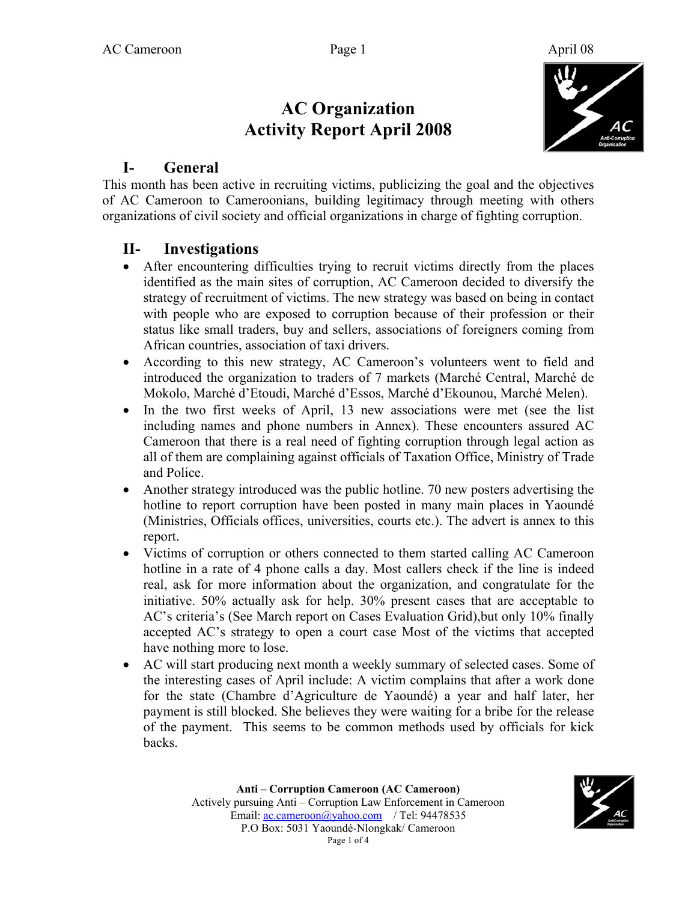# AC Organization
# Activity Report April 2008

## I- General

This month has been active in recruiting victims, publicizing the goal and the objectives of AC Cameroon to Cameroonians, building legitimacy through meeting with others organizations of civil society and official organizations in charge of fighting corruption.

## II- Investigations

- After encountering difficulties trying to recruit victims directly from the places identified as the main sites of corruption, AC Cameroon decided to diversify the strategy of recruitment of victims. The new strategy was based on being in contact with people who are exposed to corruption because of their profession or their status like small traders, buy and sellers, associations of foreigners coming from African countries, association of taxi drivers.
- According to this new strategy, AC Cameroon's volunteers went to field and introduced the organization to traders of 7 markets (Marché Central, Marché de Mokolo, Marché d'Etoudi, Marché d'Essos, Marché d'Ekounou, Marché Melen).
- In the two first weeks of April, 13 new associations were met (see the list including names and phone numbers in Annex). These encounters assured AC Cameroon that there is a real need of fighting corruption through legal action as all of them are complaining against officials of Taxation Office, Ministry of Trade and Police.
- Another strategy introduced was the public hotline. 70 new posters advertising the hotline to report corruption have been posted in many main places in Yaoundé (Ministries, Officials offices, universities, courts etc.). The advert is annex to this report.
- Victims of corruption or others connected to them started calling AC Cameroon hotline in a rate of 4 phone calls a day. Most callers check if the line is indeed real, ask for more information about the organization, and congratulate for the initiative. 50% actually ask for help. 30% present cases that are acceptable to AC's criteria's (See March report on Cases Evaluation Grid),but only 10% finally accepted AC's strategy to open a court case Most of the victims that accepted have nothing more to lose.
- AC will start producing next month a weekly summary of selected cases. Some of the interesting cases of April include: A victim complains that after a work done for the state (Chambre d'Agriculture de Yaoundé) a year and half later, her payment is still blocked. She believes they were waiting for a bribe for the release of the payment. This seems to be common methods used by officials for kick backs.

**Anti – Corruption Cameroon (AC Cameroon)**
Actively pursuing Anti – Corruption Law Enforcement in Cameroon
Email: ac.cameroon@yahoo.com / Tel: 94478535
P.O Box: 5031 Yaoundé-Nlongkak/ Cameroon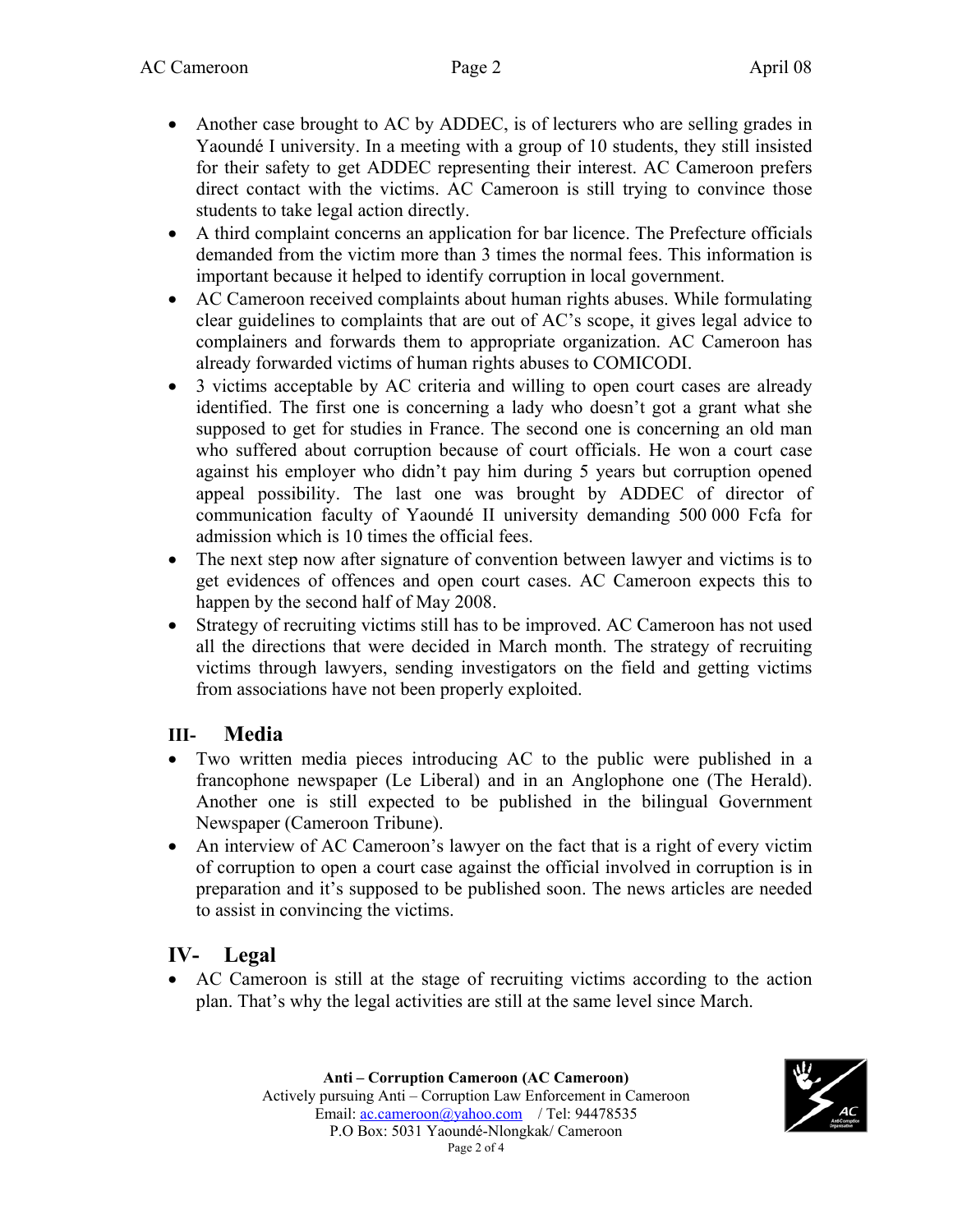- Another case brought to AC by ADDEC, is of lecturers who are selling grades in Yaoundé I university. In a meeting with a group of 10 students, they still insisted for their safety to get ADDEC representing their interest. AC Cameroon prefers direct contact with the victims. AC Cameroon is still trying to convince those students to take legal action directly.
- A third complaint concerns an application for bar licence. The Prefecture officials demanded from the victim more than 3 times the normal fees. This information is important because it helped to identify corruption in local government.
- AC Cameroon received complaints about human rights abuses. While formulating clear guidelines to complaints that are out of AC's scope, it gives legal advice to complainers and forwards them to appropriate organization. AC Cameroon has already forwarded victims of human rights abuses to COMICODI.
- 3 victims acceptable by AC criteria and willing to open court cases are already identified. The first one is concerning a lady who doesn't got a grant what she supposed to get for studies in France. The second one is concerning an old man who suffered about corruption because of court officials. He won a court case against his employer who didn't pay him during 5 years but corruption opened appeal possibility. The last one was brought by ADDEC of director of communication faculty of Yaoundé II university demanding 500 000 Fcfa for admission which is 10 times the official fees.
- The next step now after signature of convention between lawyer and victims is to get evidences of offences and open court cases. AC Cameroon expects this to happen by the second half of May 2008.
- Strategy of recruiting victims still has to be improved. AC Cameroon has not used all the directions that were decided in March month. The strategy of recruiting victims through lawyers, sending investigators on the field and getting victims from associations have not been properly exploited.

## III- Media

- Two written media pieces introducing AC to the public were published in a francophone newspaper (Le Liberal) and in an Anglophone one (The Herald). Another one is still expected to be published in the bilingual Government Newspaper (Cameroon Tribune).
- An interview of AC Cameroon's lawyer on the fact that is a right of every victim of corruption to open a court case against the official involved in corruption is in preparation and it's supposed to be published soon. The news articles are needed to assist in convincing the victims.

## IV- Legal

- AC Cameroon is still at the stage of recruiting victims according to the action plan. That's why the legal activities are still at the same level since March.

**Anti – Corruption Cameroon (AC Cameroon)**
Actively pursuing Anti – Corruption Law Enforcement in Cameroon
Email: ac.cameroon@yahoo.com / Tel: 94478535
P.O Box: 5031 Yaoundé-Nlongkak/ Cameroon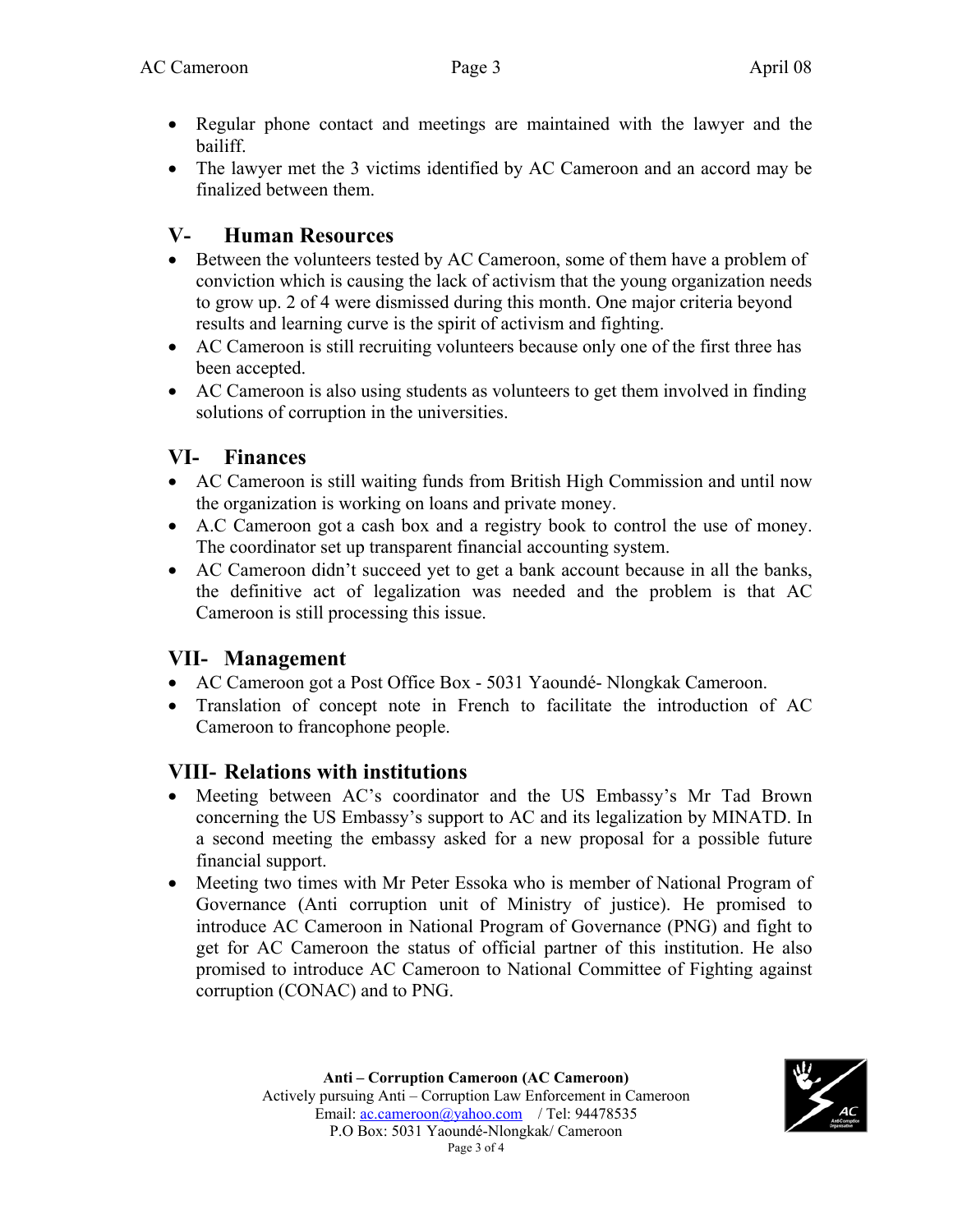- Regular phone contact and meetings are maintained with the lawyer and the bailiff.
- The lawyer met the 3 victims identified by AC Cameroon and an accord may be finalized between them.

## V- Human Resources

- Between the volunteers tested by AC Cameroon, some of them have a problem of conviction which is causing the lack of activism that the young organization needs to grow up. 2 of 4 were dismissed during this month. One major criteria beyond results and learning curve is the spirit of activism and fighting.
- AC Cameroon is still recruiting volunteers because only one of the first three has been accepted.
- AC Cameroon is also using students as volunteers to get them involved in finding solutions of corruption in the universities.

## VI- Finances

- AC Cameroon is still waiting funds from British High Commission and until now the organization is working on loans and private money.
- A.C Cameroon got a cash box and a registry book to control the use of money. The coordinator set up transparent financial accounting system.
- AC Cameroon didn't succeed yet to get a bank account because in all the banks, the definitive act of legalization was needed and the problem is that AC Cameroon is still processing this issue.

## VII- Management

- AC Cameroon got a Post Office Box - 5031 Yaoundé- Nlongkak Cameroon.
- Translation of concept note in French to facilitate the introduction of AC Cameroon to francophone people.

## VIII- Relations with institutions

- Meeting between AC's coordinator and the US Embassy's Mr Tad Brown concerning the US Embassy's support to AC and its legalization by MINATD. In a second meeting the embassy asked for a new proposal for a possible future financial support.
- Meeting two times with Mr Peter Essoka who is member of National Program of Governance (Anti corruption unit of Ministry of justice). He promised to introduce AC Cameroon in National Program of Governance (PNG) and fight to get for AC Cameroon the status of official partner of this institution. He also promised to introduce AC Cameroon to National Committee of Fighting against corruption (CONAC) and to PNG.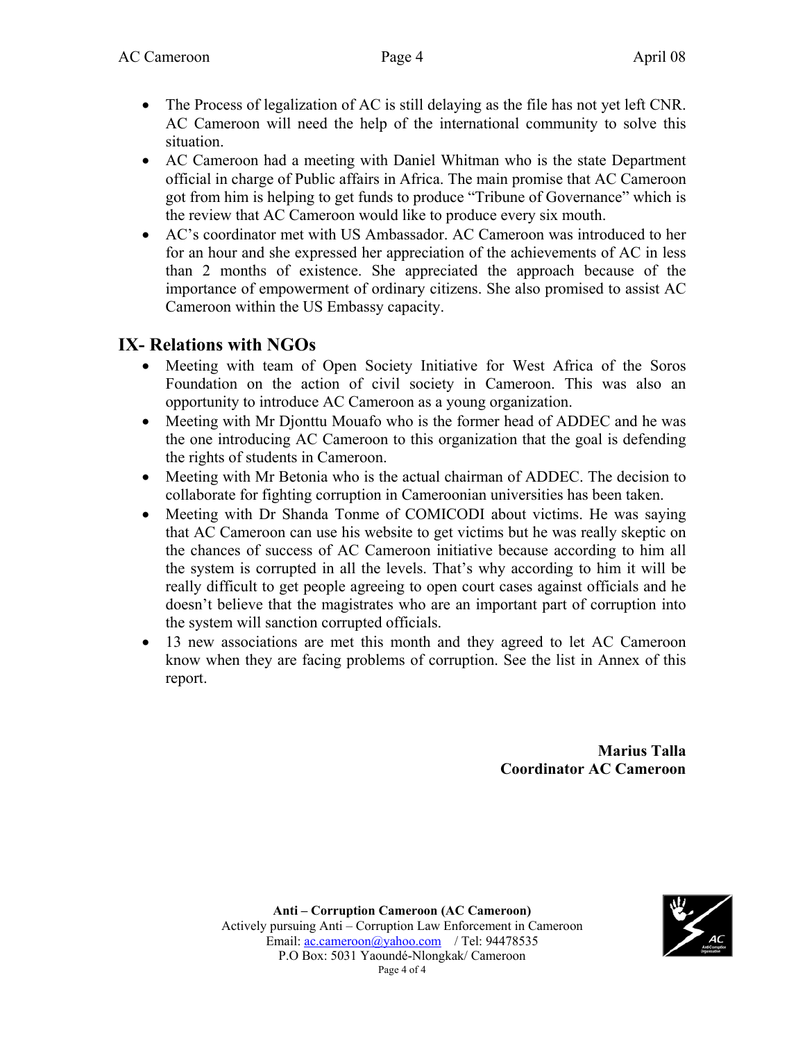- The Process of legalization of AC is still delaying as the file has not yet left CNR. AC Cameroon will need the help of the international community to solve this situation.
- AC Cameroon had a meeting with Daniel Whitman who is the state Department official in charge of Public affairs in Africa. The main promise that AC Cameroon got from him is helping to get funds to produce "Tribune of Governance" which is the review that AC Cameroon would like to produce every six mouth.
- AC's coordinator met with US Ambassador. AC Cameroon was introduced to her for an hour and she expressed her appreciation of the achievements of AC in less than 2 months of existence. She appreciated the approach because of the importance of empowerment of ordinary citizens. She also promised to assist AC Cameroon within the US Embassy capacity.

## IX- Relations with NGOs

- Meeting with team of Open Society Initiative for West Africa of the Soros Foundation on the action of civil society in Cameroon. This was also an opportunity to introduce AC Cameroon as a young organization.
- Meeting with Mr Djonttu Mouafo who is the former head of ADDEC and he was the one introducing AC Cameroon to this organization that the goal is defending the rights of students in Cameroon.
- Meeting with Mr Betonia who is the actual chairman of ADDEC. The decision to collaborate for fighting corruption in Cameroonian universities has been taken.
- Meeting with Dr Shanda Tonme of COMICODI about victims. He was saying that AC Cameroon can use his website to get victims but he was really skeptic on the chances of success of AC Cameroon initiative because according to him all the system is corrupted in all the levels. That's why according to him it will be really difficult to get people agreeing to open court cases against officials and he doesn't believe that the magistrates who are an important part of corruption into the system will sanction corrupted officials.
- 13 new associations are met this month and they agreed to let AC Cameroon know when they are facing problems of corruption. See the list in Annex of this report.

**Marius Talla**
**Coordinator AC Cameroon**

**Anti – Corruption Cameroon (AC Cameroon)**
Actively pursuing Anti – Corruption Law Enforcement in Cameroon
Email: ac.cameroon@yahoo.com / Tel: 94478535
P.O Box: 5031 Yaoundé-Nlongkak/ Cameroon